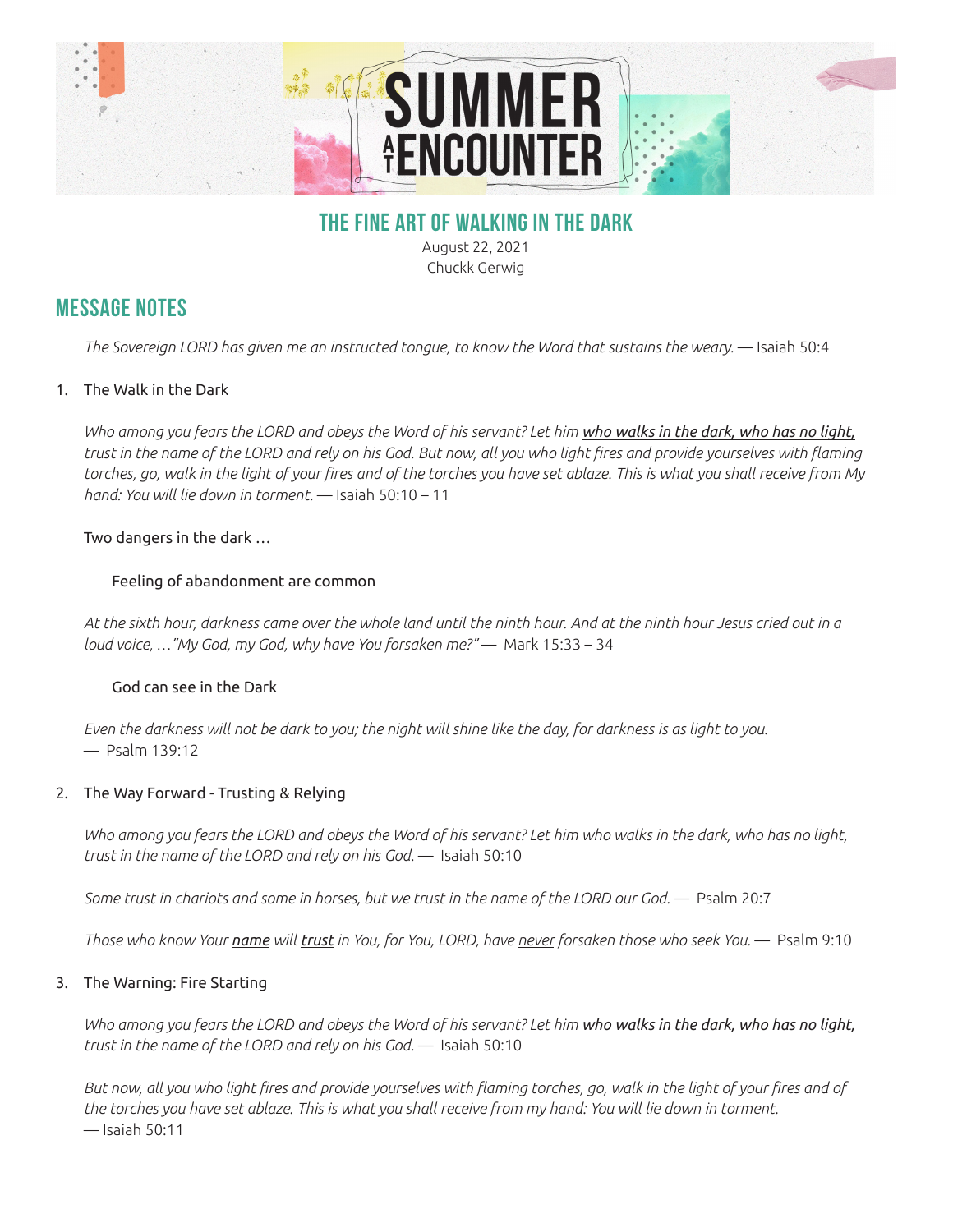# SUMMER AT ENCOUNTER

## THE FINE ART OF WALKING IN THE DARK

August 22, 2021
Chuckk Gerwig

## MESSAGE NOTES

*The Sovereign LORD has given me an instructed tongue, to know the Word that sustains the weary.* — Isaiah 50:4

1. The Walk in the Dark

   *Who among you fears the LORD and obeys the Word of his servant? Let him* ***who walks in the dark, who has no light,*** *trust in the name of the LORD and rely on his God. But now, all you who light fires and provide yourselves with flaming torches, go, walk in the light of your fires and of the torches you have set ablaze. This is what you shall receive from My hand: You will lie down in torment.* — Isaiah 50:10 – 11

   Two dangers in the dark …

   Feeling of abandonment are common

   *At the sixth hour, darkness came over the whole land until the ninth hour. And at the ninth hour Jesus cried out in a loud voice, …"My God, my God, why have You forsaken me?"* — Mark 15:33 – 34

   God can see in the Dark

   *Even the darkness will not be dark to you; the night will shine like the day, for darkness is as light to you.* — Psalm 139:12

2. The Way Forward - Trusting & Relying

   *Who among you fears the LORD and obeys the Word of his servant? Let him who walks in the dark, who has no light, trust in the name of the LORD and rely on his God.* — Isaiah 50:10

   *Some trust in chariots and some in horses, but we trust in the name of the LORD our God.* — Psalm 20:7

   *Those who know Your* ***name*** *will* ***trust*** *in You, for You, LORD, have never forsaken those who seek You.* — Psalm 9:10

3. The Warning: Fire Starting

   *Who among you fears the LORD and obeys the Word of his servant? Let him* ***who walks in the dark, who has no light,*** *trust in the name of the LORD and rely on his God.* — Isaiah 50:10

   *But now, all you who light fires and provide yourselves with flaming torches, go, walk in the light of your fires and of the torches you have set ablaze. This is what you shall receive from my hand: You will lie down in torment.* — Isaiah 50:11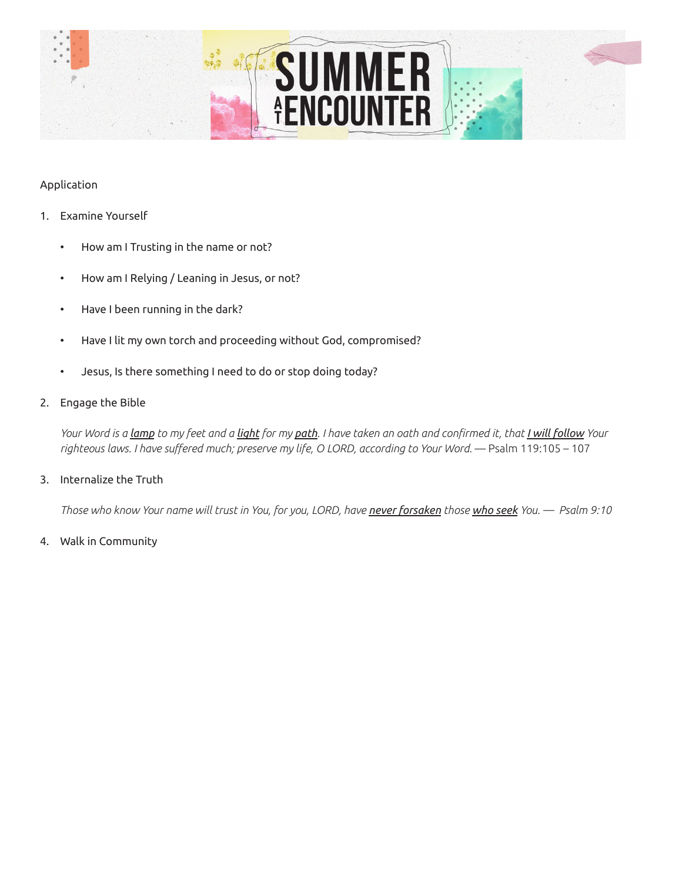Application

1. Examine Yourself

    - How am I Trusting in the name or not?
    - How am I Relying / Leaning in Jesus, or not?
    - Have I been running in the dark?
    - Have I lit my own torch and proceeding without God, compromised?
    - Jesus, Is there something I need to do or stop doing today?

2. Engage the Bible

    *Your Word is a <u>lamp</u> to my feet and a <u>light</u> for my <u>path</u>. I have taken an oath and confirmed it, that <u>I will follow</u> Your righteous laws. I have suffered much; preserve my life, O LORD, according to Your Word.* — Psalm 119:105 – 107

3. Internalize the Truth

    *Those who know Your name will trust in You, for you, LORD, have <u>never forsaken</u> those <u>who seek</u> You. — Psalm 9:10*

4. Walk in Community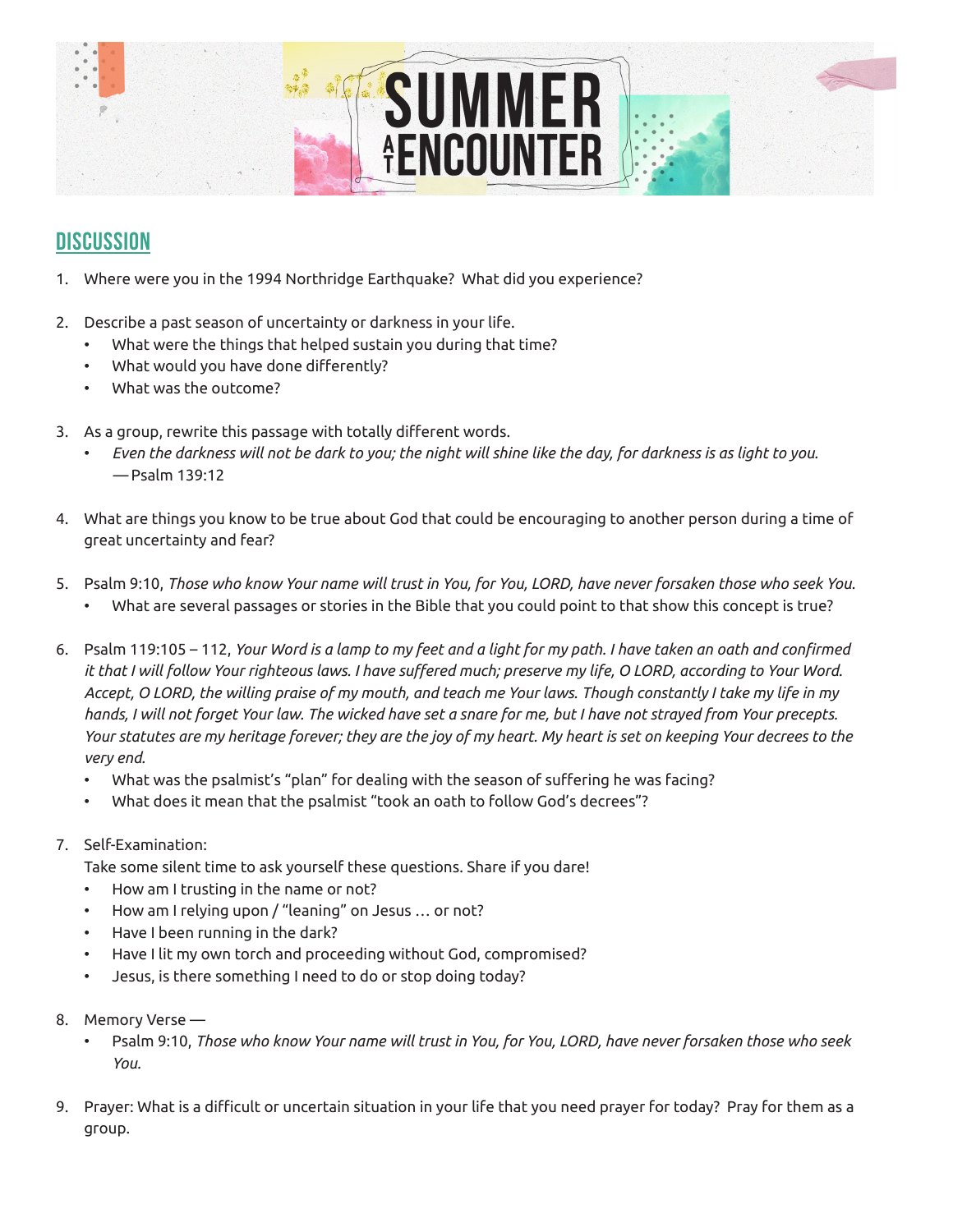## DISCUSSION

1. Where were you in the 1994 Northridge Earthquake? What did you experience?

2. Describe a past season of uncertainty or darkness in your life.
   - What were the things that helped sustain you during that time?
   - What would you have done differently?
   - What was the outcome?

3. As a group, rewrite this passage with totally different words.
   - *Even the darkness will not be dark to you; the night will shine like the day, for darkness is as light to you.* —Psalm 139:12

4. What are things you know to be true about God that could be encouraging to another person during a time of great uncertainty and fear?

5. Psalm 9:10, *Those who know Your name will trust in You, for You, LORD, have never forsaken those who seek You.*
   - What are several passages or stories in the Bible that you could point to that show this concept is true?

6. Psalm 119:105 – 112, *Your Word is a lamp to my feet and a light for my path. I have taken an oath and confirmed it that I will follow Your righteous laws. I have suffered much; preserve my life, O LORD, according to Your Word. Accept, O LORD, the willing praise of my mouth, and teach me Your laws. Though constantly I take my life in my hands, I will not forget Your law. The wicked have set a snare for me, but I have not strayed from Your precepts. Your statutes are my heritage forever; they are the joy of my heart. My heart is set on keeping Your decrees to the very end.*
   - What was the psalmist's "plan" for dealing with the season of suffering he was facing?
   - What does it mean that the psalmist "took an oath to follow God's decrees"?

7. Self-Examination:
   Take some silent time to ask yourself these questions. Share if you dare!
   - How am I trusting in the name or not?
   - How am I relying upon / "leaning" on Jesus … or not?
   - Have I been running in the dark?
   - Have I lit my own torch and proceeding without God, compromised?
   - Jesus, is there something I need to do or stop doing today?

8. Memory Verse —
   - Psalm 9:10, *Those who know Your name will trust in You, for You, LORD, have never forsaken those who seek You.*

9. Prayer: What is a difficult or uncertain situation in your life that you need prayer for today? Pray for them as a group.